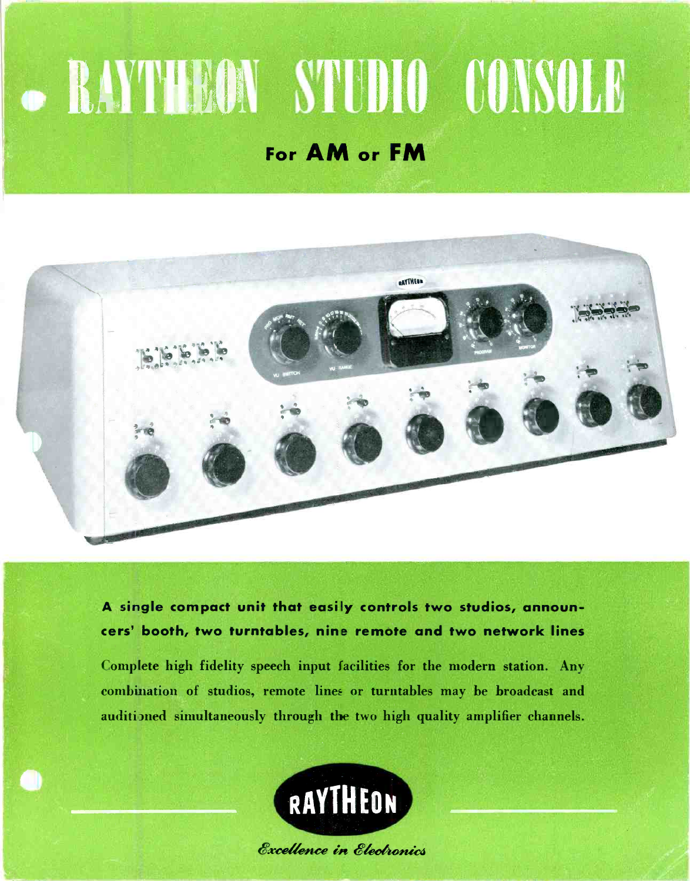# RAYTHEON STUDIO CONSOLE

## For AM or FM

**A single compact unit that easily controls two studios, announcers' booth, two turntables, nine remote and two network lines**

Complete high fidelity speech input facilities for the modern station. Any combination of studios, remote lines or turntables may be broadcast and auditioned simultaneously through the two high quality amplifier channels.

RAYTHEON

*Excellence in Electronics*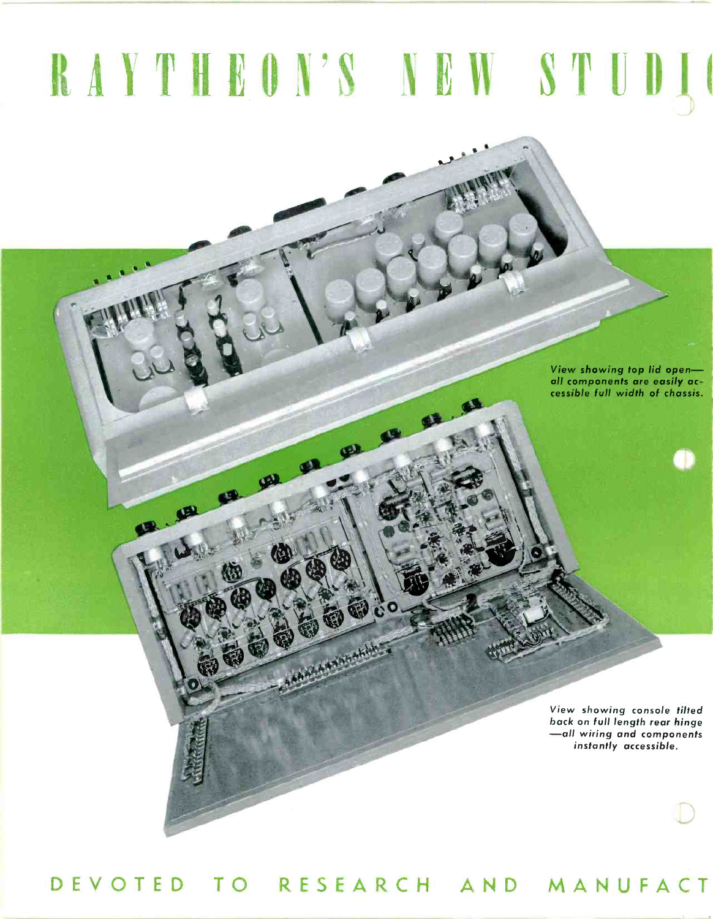# RAYTHEON'S NEW STUDIO

*View showing top lid open—all components are easily accessible full width of chassis.*

*View showing console tilted back on full length rear hinge—all wiring and components instantly accessible.*

DEVOTED TO RESEARCH AND MANUFACT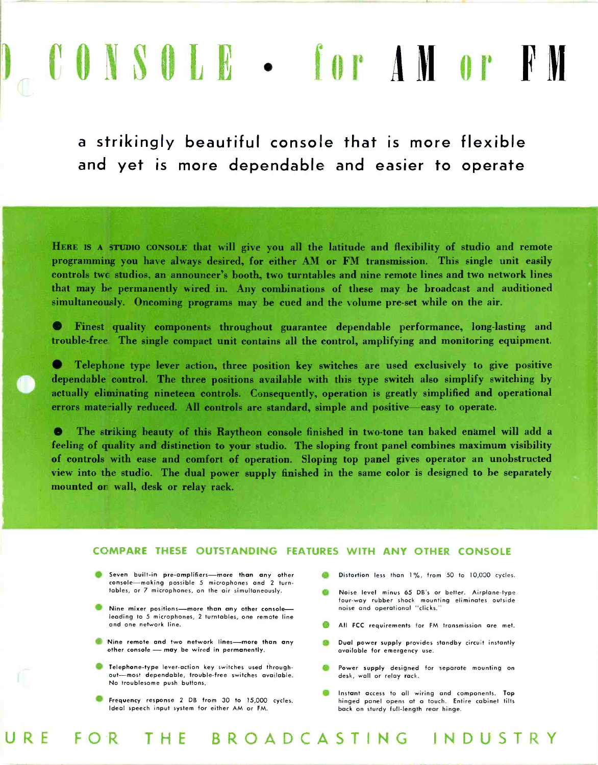# CONSOLE • for AM or FM

## a strikingly beautiful console that is more flexible and yet is more dependable and easier to operate

**HERE IS A STUDIO CONSOLE** that will give you all the latitude and flexibility of studio and remote programming you have always desired, for either AM or FM transmission. This single unit easily controls two studios, an announcer's booth, two turntables and nine remote lines and two network lines that may be permanently wired in. Any combinations of these may be broadcast and auditioned simultaneously. Oncoming programs may be cued and the volume pre-set while on the air.

- Finest quality components throughout guarantee dependable performance, long-lasting and trouble-free. The single compact unit contains all the control, amplifying and monitoring equipment.

- Telephone type lever action, three position key switches are used exclusively to give positive dependable control. The three positions available with this type switch also simplify switching by actually eliminating nineteen controls. Consequently, operation is greatly simplified and operational errors materially reduced. All controls are standard, simple and positive—easy to operate.

- The striking beauty of this Raytheon console finished in two-tone tan baked enamel will add a feeling of quality and distinction to your studio. The sloping front panel combines maximum visibility of controls with ease and comfort of operation. Sloping top panel gives operator an unobstructed view into the studio. The dual power supply finished in the same color is designed to be separately mounted on wall, desk or relay rack.

### COMPARE THESE OUTSTANDING FEATURES WITH ANY OTHER CONSOLE

- Seven built-in pre-amplifiers—more than any other console—making possible 5 microphones and 2 turntables, or 7 microphones, on the air simultaneously.
- Nine mixer positions—more than any other console—leading to 5 microphones, 2 turntables, one remote line and one network line.
- Nine remote and two network lines—more than any other console — may be wired in permanently.
- Telephone-type lever-action key switches used throughout—most dependable, trouble-free switches available. No troublesome push buttons.
- Frequency response 2 DB from 30 to 15,000 cycles. Ideal speech input system for either AM or FM.
- Distortion less than 1%, from 50 to 10,000 cycles.
- Noise level minus 65 DB's or better. Airplane-type four-way rubber shock mounting eliminates outside noise and operational "clicks."
- All FCC requirements for FM transmission are met.
- Dual power supply provides standby circuit instantly available for emergency use.
- Power supply designed for separate mounting on desk, wall or relay rack.
- Instant access to all wiring and components. Top hinged panel opens at a touch. Entire cabinet tilts back on sturdy full-length rear hinge.

URE FOR THE BROADCASTING INDUSTRY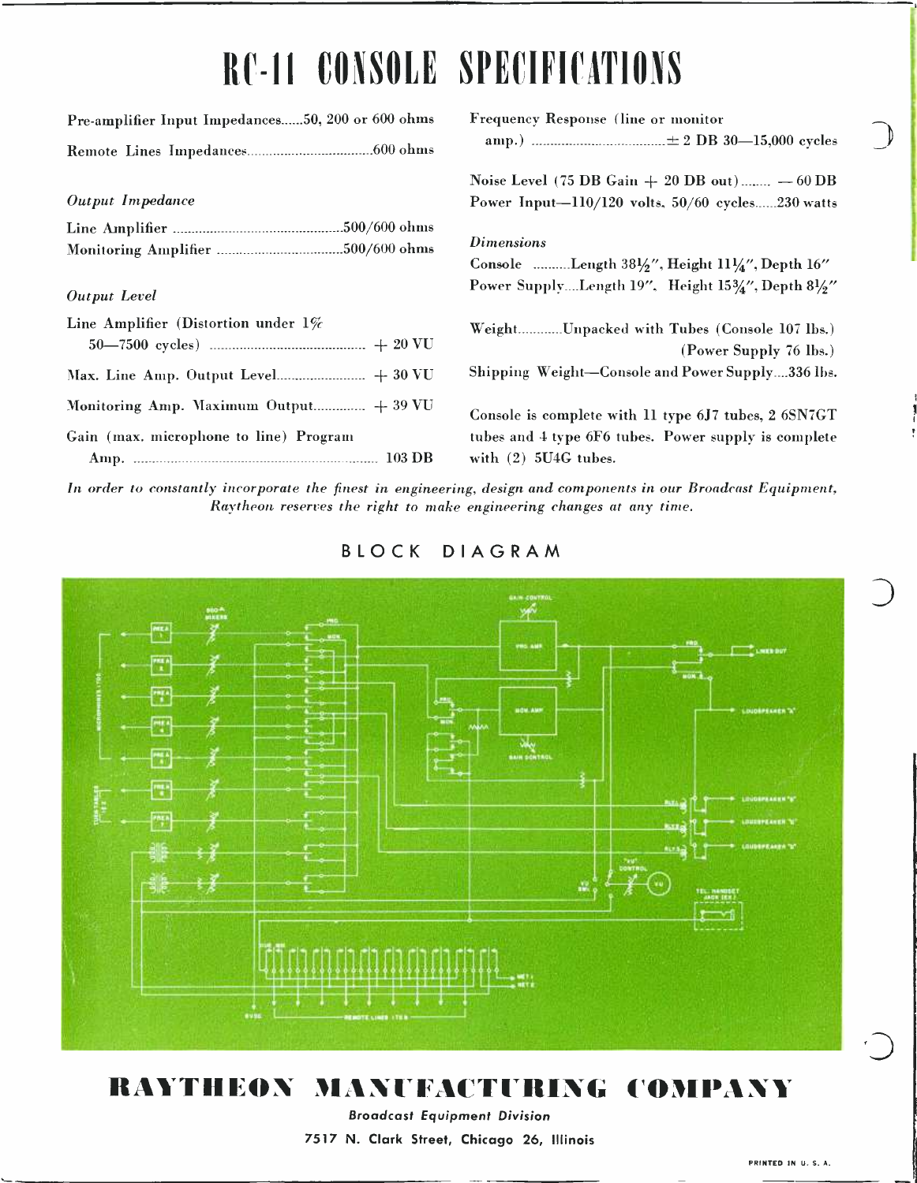# RC-11 CONSOLE SPECIFICATIONS

Pre-amplifier Input Impedances......50, 200 or 600 ohms

Remote Lines Impedances..................................600 ohms

*Output Impedance*

Line Amplifier ..............................................500/600 ohms

Monitoring Amplifier ..................................500/600 ohms

*Output Level*

Line Amplifier (Distortion under 1% 50—7500 cycles) .......................................... + 20 VU

Max. Line Amp. Output Level........................ + 30 VU

Monitoring Amp. Maximum Output.............. + 39 VU

Gain (max. microphone to line) Program Amp. ................................................................ 103 DB

Frequency Response (line or monitor amp.) ....................................± 2 DB 30—15,000 cycles

Noise Level (75 DB Gain + 20 DB out)........ — 60 DB

Power Input—110/120 volts, 50/60 cycles......230 watts

*Dimensions*

Console ..........Length 38½", Height 11¼", Depth 16"

Power Supply....Length 19", Height 15¾", Depth 8½"

Weight............Unpacked with Tubes (Console 107 lbs.) (Power Supply 76 lbs.)

Shipping Weight—Console and Power Supply....336 lbs.

Console is complete with 11 type 6J7 tubes, 2 6SN7GT tubes and 4 type 6F6 tubes. Power supply is complete with (2) 5U4G tubes.

*In order to constantly incorporate the finest in engineering, design and components in our Broadcast Equipment, Raytheon reserves the right to make engineering changes at any time.*

## BLOCK DIAGRAM

# RAYTHEON MANUFACTURING COMPANY

**Broadcast Equipment Division**

**7517 N. Clark Street, Chicago 26, Illinois**

PRINTED IN U. S. A.